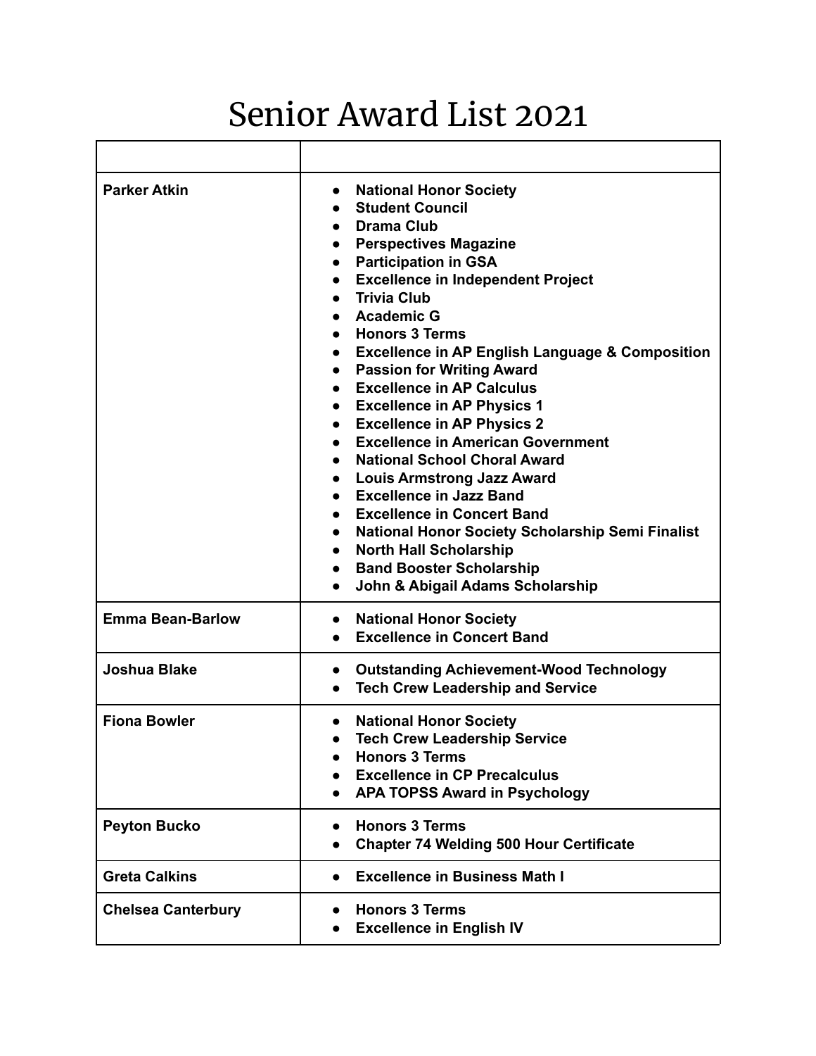# Senior Award List 2021

| | |
|---|---|
| **Parker Atkin** | • **National Honor Society**<br>• **Student Council**<br>• **Drama Club**<br>• **Perspectives Magazine**<br>• **Participation in GSA**<br>• **Excellence in Independent Project**<br>• **Trivia Club**<br>• **Academic G**<br>• **Honors 3 Terms**<br>• **Excellence in AP English Language & Composition**<br>• **Passion for Writing Award**<br>• **Excellence in AP Calculus**<br>• **Excellence in AP Physics 1**<br>• **Excellence in AP Physics 2**<br>• **Excellence in American Government**<br>• **National School Choral Award**<br>• **Louis Armstrong Jazz Award**<br>• **Excellence in Jazz Band**<br>• **Excellence in Concert Band**<br>• **National Honor Society Scholarship Semi Finalist**<br>• **North Hall Scholarship**<br>• **Band Booster Scholarship**<br>• **John & Abigail Adams Scholarship** |
| **Emma Bean-Barlow** | • **National Honor Society**<br>• **Excellence in Concert Band** |
| **Joshua Blake** | • **Outstanding Achievement-Wood Technology**<br>• **Tech Crew Leadership and Service** |
| **Fiona Bowler** | • **National Honor Society**<br>• **Tech Crew Leadership Service**<br>• **Honors 3 Terms**<br>• **Excellence in CP Precalculus**<br>• **APA TOPSS Award in Psychology** |
| **Peyton Bucko** | • **Honors 3 Terms**<br>• **Chapter 74 Welding 500 Hour Certificate** |
| **Greta Calkins** | • **Excellence in Business Math I** |
| **Chelsea Canterbury** | • **Honors 3 Terms**<br>• **Excellence in English IV** |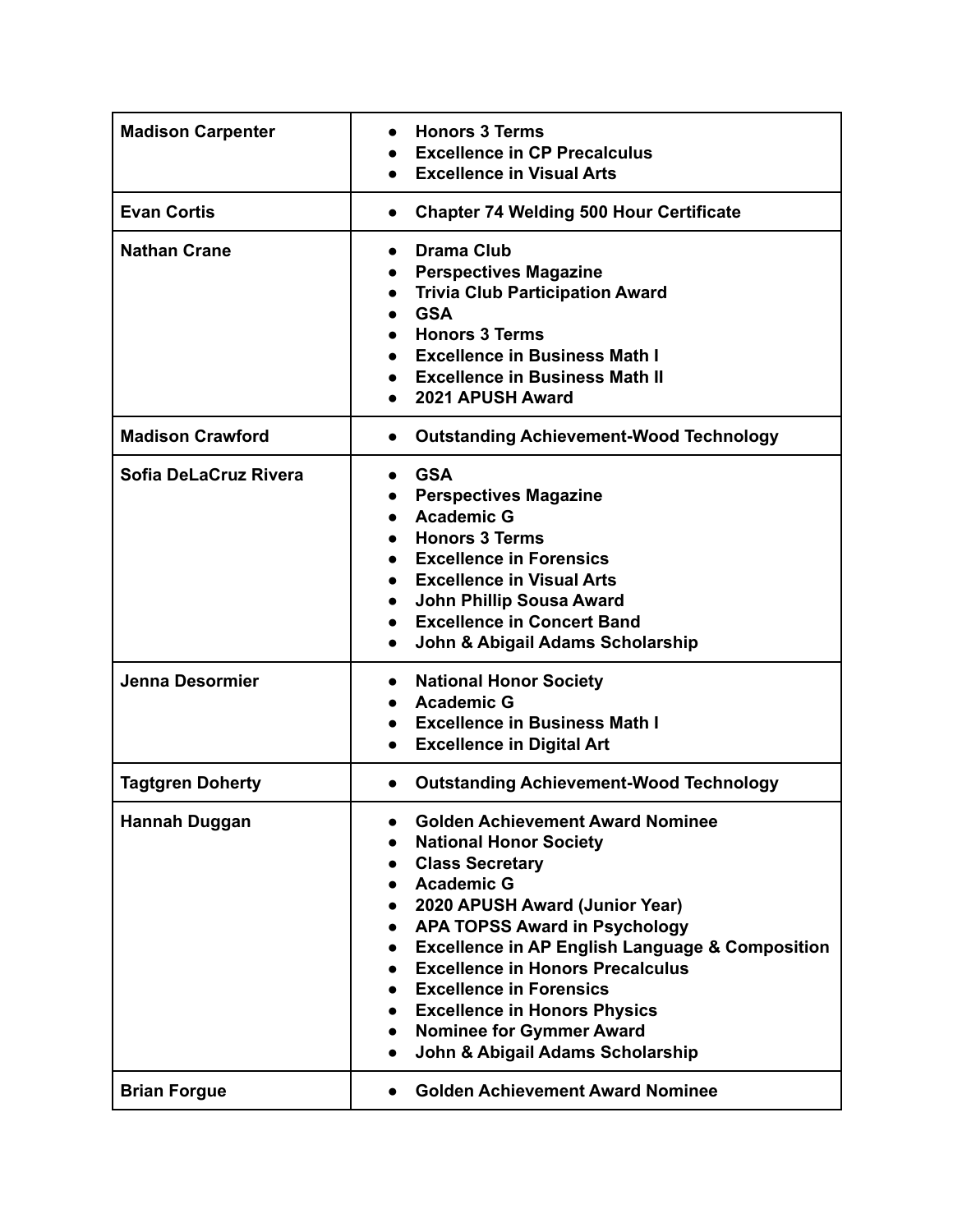| Name | Awards |
|---|---|
| **Madison Carpenter** | • **Honors 3 Terms**<br>• **Excellence in CP Precalculus**<br>• **Excellence in Visual Arts** |
| **Evan Cortis** | • **Chapter 74 Welding 500 Hour Certificate** |
| **Nathan Crane** | • **Drama Club**<br>• **Perspectives Magazine**<br>• **Trivia Club Participation Award**<br>• **GSA**<br>• **Honors 3 Terms**<br>• **Excellence in Business Math I**<br>• **Excellence in Business Math II**<br>• **2021 APUSH Award** |
| **Madison Crawford** | • **Outstanding Achievement-Wood Technology** |
| **Sofia DeLaCruz Rivera** | • **GSA**<br>• **Perspectives Magazine**<br>• **Academic G**<br>• **Honors 3 Terms**<br>• **Excellence in Forensics**<br>• **Excellence in Visual Arts**<br>• **John Phillip Sousa Award**<br>• **Excellence in Concert Band**<br>• **John & Abigail Adams Scholarship** |
| **Jenna Desormier** | • **National Honor Society**<br>• **Academic G**<br>• **Excellence in Business Math I**<br>• **Excellence in Digital Art** |
| **Tagtgren Doherty** | • **Outstanding Achievement-Wood Technology** |
| **Hannah Duggan** | • **Golden Achievement Award Nominee**<br>• **National Honor Society**<br>• **Class Secretary**<br>• **Academic G**<br>• **2020 APUSH Award (Junior Year)**<br>• **APA TOPSS Award in Psychology**<br>• **Excellence in AP English Language & Composition**<br>• **Excellence in Honors Precalculus**<br>• **Excellence in Forensics**<br>• **Excellence in Honors Physics**<br>• **Nominee for Gymmer Award**<br>• **John & Abigail Adams Scholarship** |
| **Brian Forgue** | • **Golden Achievement Award Nominee** |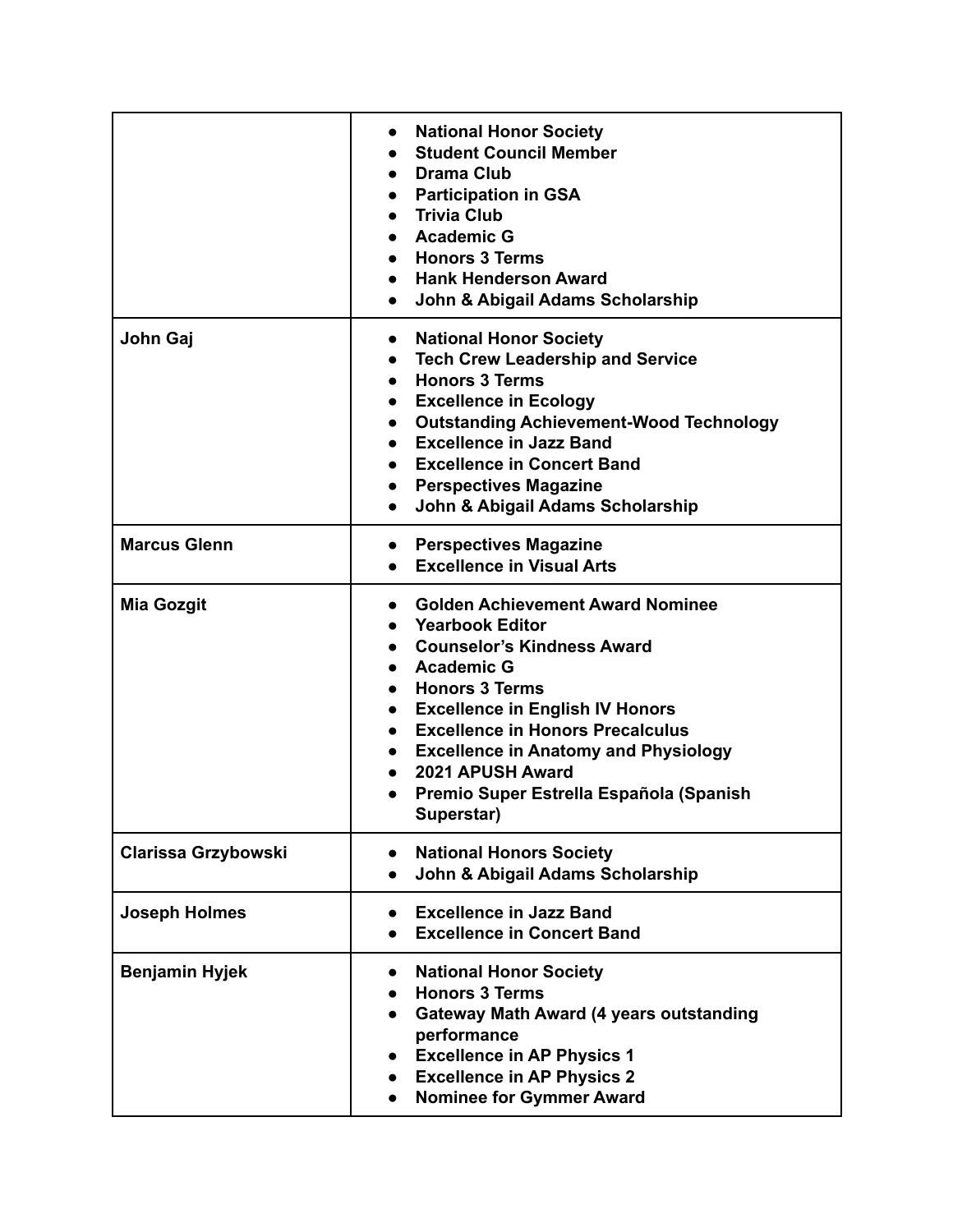| | |
|---|---|
| | • National Honor Society<br>• Student Council Member<br>• Drama Club<br>• Participation in GSA<br>• Trivia Club<br>• Academic G<br>• Honors 3 Terms<br>• Hank Henderson Award<br>• John & Abigail Adams Scholarship |
| **John Gaj** | • National Honor Society<br>• Tech Crew Leadership and Service<br>• Honors 3 Terms<br>• Excellence in Ecology<br>• Outstanding Achievement-Wood Technology<br>• Excellence in Jazz Band<br>• Excellence in Concert Band<br>• Perspectives Magazine<br>• John & Abigail Adams Scholarship |
| **Marcus Glenn** | • Perspectives Magazine<br>• Excellence in Visual Arts |
| **Mia Gozgit** | • Golden Achievement Award Nominee<br>• Yearbook Editor<br>• Counselor's Kindness Award<br>• Academic G<br>• Honors 3 Terms<br>• Excellence in English IV Honors<br>• Excellence in Honors Precalculus<br>• Excellence in Anatomy and Physiology<br>• 2021 APUSH Award<br>• Premio Super Estrella Española (Spanish Superstar) |
| **Clarissa Grzybowski** | • National Honors Society<br>• John & Abigail Adams Scholarship |
| **Joseph Holmes** | • Excellence in Jazz Band<br>• Excellence in Concert Band |
| **Benjamin Hyjek** | • National Honor Society<br>• Honors 3 Terms<br>• Gateway Math Award (4 years outstanding performance<br>• Excellence in AP Physics 1<br>• Excellence in AP Physics 2<br>• Nominee for Gymmer Award |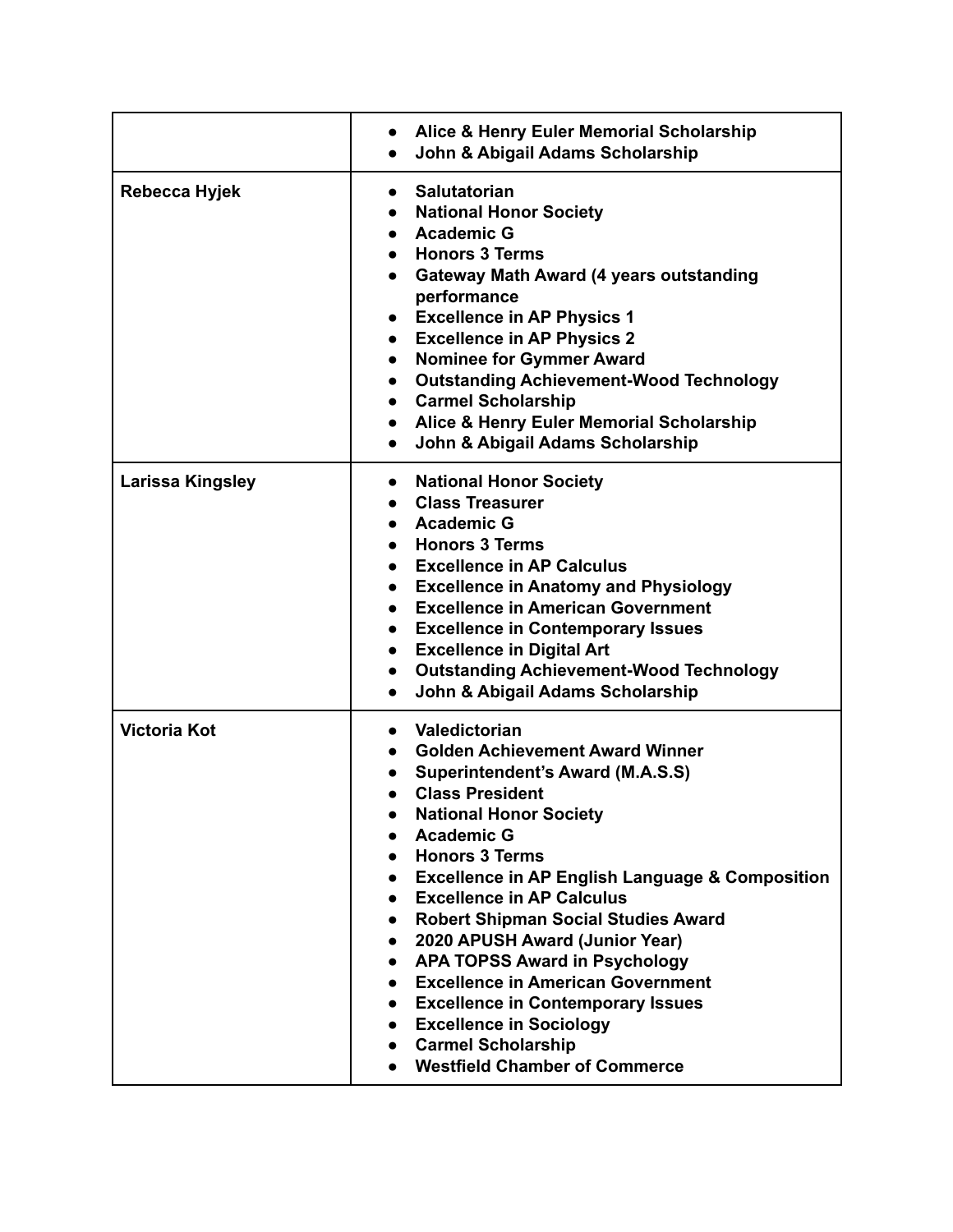| | |
|---|---|
| | <ul><li>**Alice & Henry Euler Memorial Scholarship**</li><li>**John & Abigail Adams Scholarship**</li></ul> |
| **Rebecca Hyjek** | <ul><li>**Salutatorian**</li><li>**National Honor Society**</li><li>**Academic G**</li><li>**Honors 3 Terms**</li><li>**Gateway Math Award (4 years outstanding performance**</li><li>**Excellence in AP Physics 1**</li><li>**Excellence in AP Physics 2**</li><li>**Nominee for Gymmer Award**</li><li>**Outstanding Achievement-Wood Technology**</li><li>**Carmel Scholarship**</li><li>**Alice & Henry Euler Memorial Scholarship**</li><li>**John & Abigail Adams Scholarship**</li></ul> |
| **Larissa Kingsley** | <ul><li>**National Honor Society**</li><li>**Class Treasurer**</li><li>**Academic G**</li><li>**Honors 3 Terms**</li><li>**Excellence in AP Calculus**</li><li>**Excellence in Anatomy and Physiology**</li><li>**Excellence in American Government**</li><li>**Excellence in Contemporary Issues**</li><li>**Excellence in Digital Art**</li><li>**Outstanding Achievement-Wood Technology**</li><li>**John & Abigail Adams Scholarship**</li></ul> |
| **Victoria Kot** | <ul><li>**Valedictorian**</li><li>**Golden Achievement Award Winner**</li><li>**Superintendent's Award (M.A.S.S)**</li><li>**Class President**</li><li>**National Honor Society**</li><li>**Academic G**</li><li>**Honors 3 Terms**</li><li>**Excellence in AP English Language & Composition**</li><li>**Excellence in AP Calculus**</li><li>**Robert Shipman Social Studies Award**</li><li>**2020 APUSH Award (Junior Year)**</li><li>**APA TOPSS Award in Psychology**</li><li>**Excellence in American Government**</li><li>**Excellence in Contemporary Issues**</li><li>**Excellence in Sociology**</li><li>**Carmel Scholarship**</li><li>**Westfield Chamber of Commerce**</li></ul> |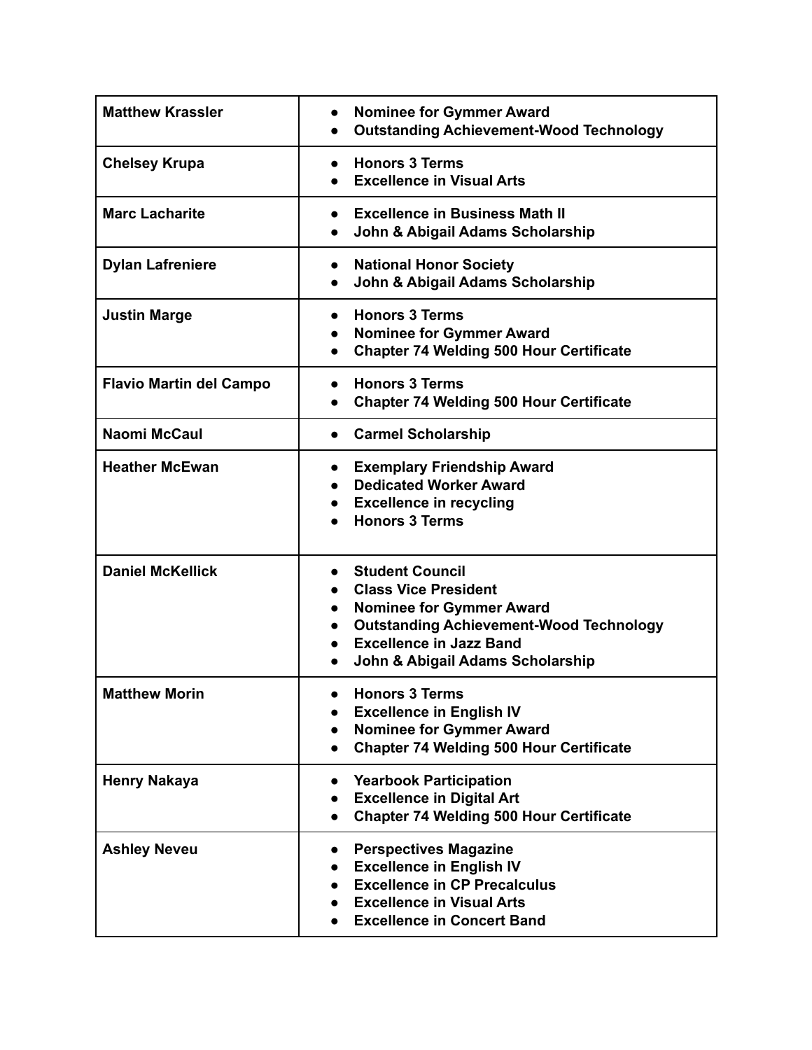| | |
|---|---|
| **Matthew Krassler** | • **Nominee for Gymmer Award**<br>• **Outstanding Achievement-Wood Technology** |
| **Chelsey Krupa** | • **Honors 3 Terms**<br>• **Excellence in Visual Arts** |
| **Marc Lacharite** | • **Excellence in Business Math II**<br>• **John & Abigail Adams Scholarship** |
| **Dylan Lafreniere** | • **National Honor Society**<br>• **John & Abigail Adams Scholarship** |
| **Justin Marge** | • **Honors 3 Terms**<br>• **Nominee for Gymmer Award**<br>• **Chapter 74 Welding 500 Hour Certificate** |
| **Flavio Martin del Campo** | • **Honors 3 Terms**<br>• **Chapter 74 Welding 500 Hour Certificate** |
| **Naomi McCaul** | • **Carmel Scholarship** |
| **Heather McEwan** | • **Exemplary Friendship Award**<br>• **Dedicated Worker Award**<br>• **Excellence in recycling**<br>• **Honors 3 Terms** |
| **Daniel McKellick** | • **Student Council**<br>• **Class Vice President**<br>• **Nominee for Gymmer Award**<br>• **Outstanding Achievement-Wood Technology**<br>• **Excellence in Jazz Band**<br>• **John & Abigail Adams Scholarship** |
| **Matthew Morin** | • **Honors 3 Terms**<br>• **Excellence in English IV**<br>• **Nominee for Gymmer Award**<br>• **Chapter 74 Welding 500 Hour Certificate** |
| **Henry Nakaya** | • **Yearbook Participation**<br>• **Excellence in Digital Art**<br>• **Chapter 74 Welding 500 Hour Certificate** |
| **Ashley Neveu** | • **Perspectives Magazine**<br>• **Excellence in English IV**<br>• **Excellence in CP Precalculus**<br>• **Excellence in Visual Arts**<br>• **Excellence in Concert Band** |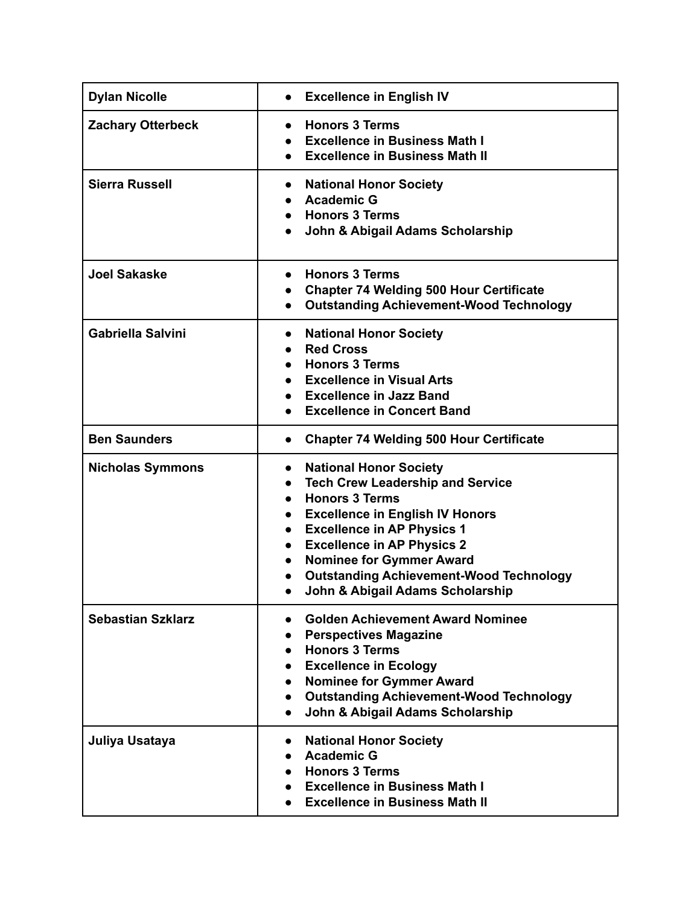| | |
|---|---|
| **Dylan Nicolle** | • **Excellence in English IV** |
| **Zachary Otterbeck** | • **Honors 3 Terms**<br>• **Excellence in Business Math I**<br>• **Excellence in Business Math II** |
| **Sierra Russell** | • **National Honor Society**<br>• **Academic G**<br>• **Honors 3 Terms**<br>• **John & Abigail Adams Scholarship** |
| **Joel Sakaske** | • **Honors 3 Terms**<br>• **Chapter 74 Welding 500 Hour Certificate**<br>• **Outstanding Achievement-Wood Technology** |
| **Gabriella Salvini** | • **National Honor Society**<br>• **Red Cross**<br>• **Honors 3 Terms**<br>• **Excellence in Visual Arts**<br>• **Excellence in Jazz Band**<br>• **Excellence in Concert Band** |
| **Ben Saunders** | • **Chapter 74 Welding 500 Hour Certificate** |
| **Nicholas Symmons** | • **National Honor Society**<br>• **Tech Crew Leadership and Service**<br>• **Honors 3 Terms**<br>• **Excellence in English IV Honors**<br>• **Excellence in AP Physics 1**<br>• **Excellence in AP Physics 2**<br>• **Nominee for Gymmer Award**<br>• **Outstanding Achievement-Wood Technology**<br>• **John & Abigail Adams Scholarship** |
| **Sebastian Szklarz** | • **Golden Achievement Award Nominee**<br>• **Perspectives Magazine**<br>• **Honors 3 Terms**<br>• **Excellence in Ecology**<br>• **Nominee for Gymmer Award**<br>• **Outstanding Achievement-Wood Technology**<br>• **John & Abigail Adams Scholarship** |
| **Juliya Usataya** | • **National Honor Society**<br>• **Academic G**<br>• **Honors 3 Terms**<br>• **Excellence in Business Math I**<br>• **Excellence in Business Math II** |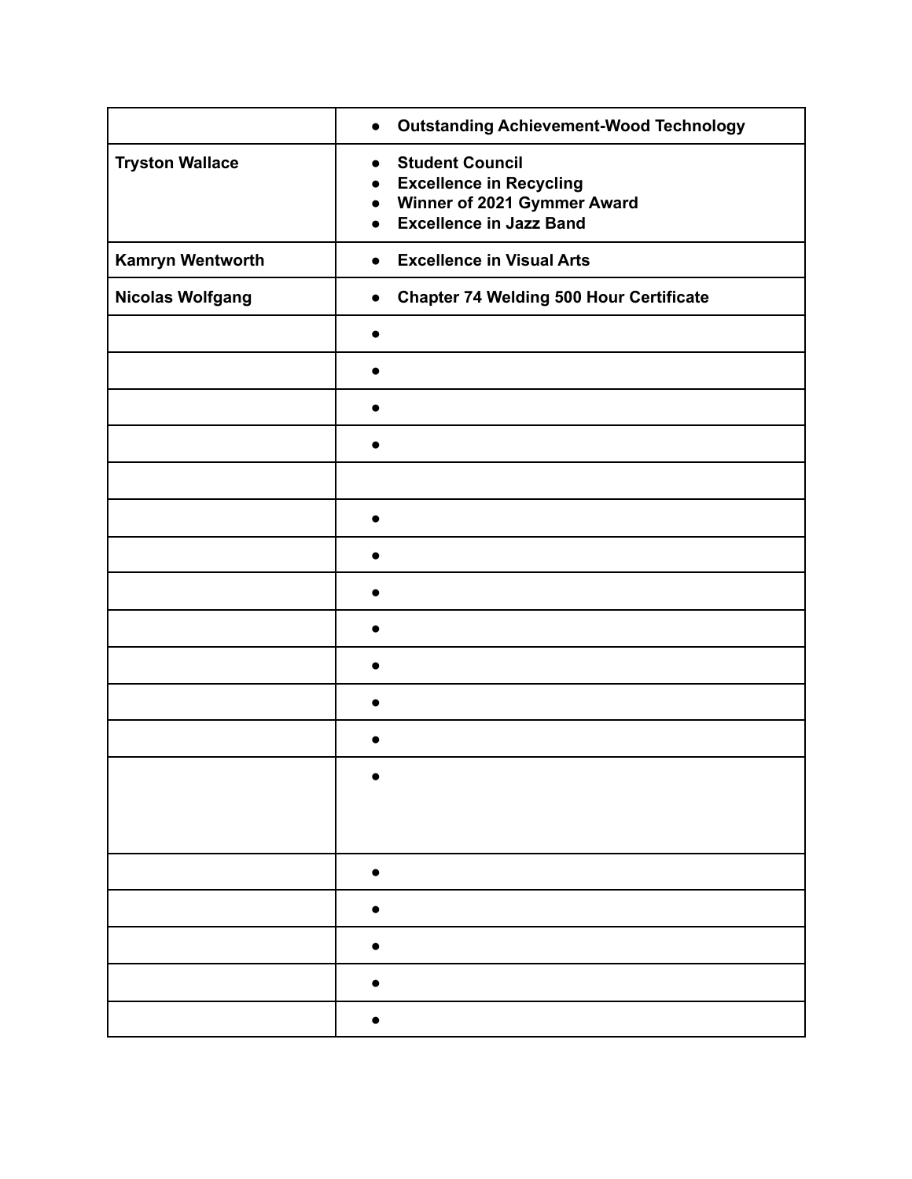| | |
|---|---|
| | • **Outstanding Achievement-Wood Technology** |
| **Tryston Wallace** | • **Student Council**<br>• **Excellence in Recycling**<br>• **Winner of 2021 Gymmer Award**<br>• **Excellence in Jazz Band** |
| **Kamryn Wentworth** | • **Excellence in Visual Arts** |
| **Nicolas Wolfgang** | • **Chapter 74 Welding 500 Hour Certificate** |
| | • |
| | • |
| | • |
| | • |
| | |
| | • |
| | • |
| | • |
| | • |
| | • |
| | • |
| | • |
| | • |
| | • |
| | • |
| | • |
| | • |
| | • |